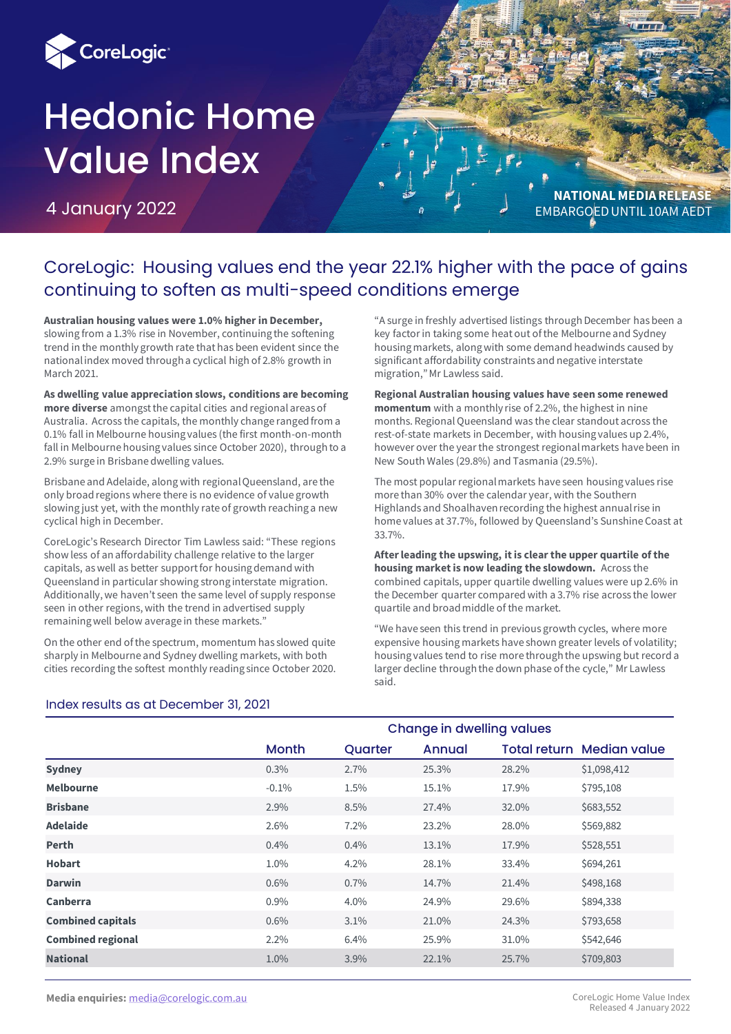CoreLogic

# Hedonic Home Value Index

4 January 2022

**NATIONAL MEDIA RELEASE**
EMBARGOED UNTIL 10AM AEDT

## CoreLogic: Housing values end the year 22.1% higher with the pace of gains continuing to soften as multi-speed conditions emerge

**Australian housing values were 1.0% higher in December,** slowing from a 1.3% rise in November, continuing the softening trend in the monthly growth rate that has been evident since the national index moved through a cyclical high of 2.8% growth in March 2021.

**As dwelling value appreciation slows, conditions are becoming more diverse** amongst the capital cities and regional areas of Australia. Across the capitals, the monthly change ranged from a 0.1% fall in Melbourne housing values (the first month-on-month fall in Melbourne housing values since October 2020), through to a 2.9% surge in Brisbane dwelling values.

Brisbane and Adelaide, along with regional Queensland, are the only broad regions where there is no evidence of value growth slowing just yet, with the monthly rate of growth reaching a new cyclical high in December.

CoreLogic's Research Director Tim Lawless said: "These regions show less of an affordability challenge relative to the larger capitals, as well as better support for housing demand with Queensland in particular showing strong interstate migration. Additionally, we haven't seen the same level of supply response seen in other regions, with the trend in advertised supply remaining well below average in these markets."

On the other end of the spectrum, momentum has slowed quite sharply in Melbourne and Sydney dwelling markets, with both cities recording the softest monthly reading since October 2020.

"A surge in freshly advertised listings through December has been a key factor in taking some heat out of the Melbourne and Sydney housing markets, along with some demand headwinds caused by significant affordability constraints and negative interstate migration," Mr Lawless said.

**Regional Australian housing values have seen some renewed momentum** with a monthly rise of 2.2%, the highest in nine months. Regional Queensland was the clear standout across the rest-of-state markets in December, with housing values up 2.4%, however over the year the strongest regional markets have been in New South Wales (29.8%) and Tasmania (29.5%).

The most popular regional markets have seen housing values rise more than 30% over the calendar year, with the Southern Highlands and Shoalhaven recording the highest annual rise in home values at 37.7%, followed by Queensland's Sunshine Coast at 33.7%.

**After leading the upswing, it is clear the upper quartile of the housing market is now leading the slowdown.** Across the combined capitals, upper quartile dwelling values were up 2.6% in the December quarter compared with a 3.7% rise across the lower quartile and broad middle of the market.

"We have seen this trend in previous growth cycles, where more expensive housing markets have shown greater levels of volatility; housing values tend to rise more through the upswing but record a larger decline through the down phase of the cycle," Mr Lawless said.

### Index results as at December 31, 2021

| | Change in dwelling values | | | | |
|---|---|---|---|---|---|
| | Month | Quarter | Annual | Total return | Median value |
| **Sydney** | 0.3% | 2.7% | 25.3% | 28.2% | $1,098,412 |
| **Melbourne** | -0.1% | 1.5% | 15.1% | 17.9% | $795,108 |
| **Brisbane** | 2.9% | 8.5% | 27.4% | 32.0% | $683,552 |
| **Adelaide** | 2.6% | 7.2% | 23.2% | 28.0% | $569,882 |
| **Perth** | 0.4% | 0.4% | 13.1% | 17.9% | $528,551 |
| **Hobart** | 1.0% | 4.2% | 28.1% | 33.4% | $694,261 |
| **Darwin** | 0.6% | 0.7% | 14.7% | 21.4% | $498,168 |
| **Canberra** | 0.9% | 4.0% | 24.9% | 29.6% | $894,338 |
| **Combined capitals** | 0.6% | 3.1% | 21.0% | 24.3% | $793,658 |
| **Combined regional** | 2.2% | 6.4% | 25.9% | 31.0% | $542,646 |
| **National** | 1.0% | 3.9% | 22.1% | 25.7% | $709,803 |

**Media enquiries:** media@corelogic.com.au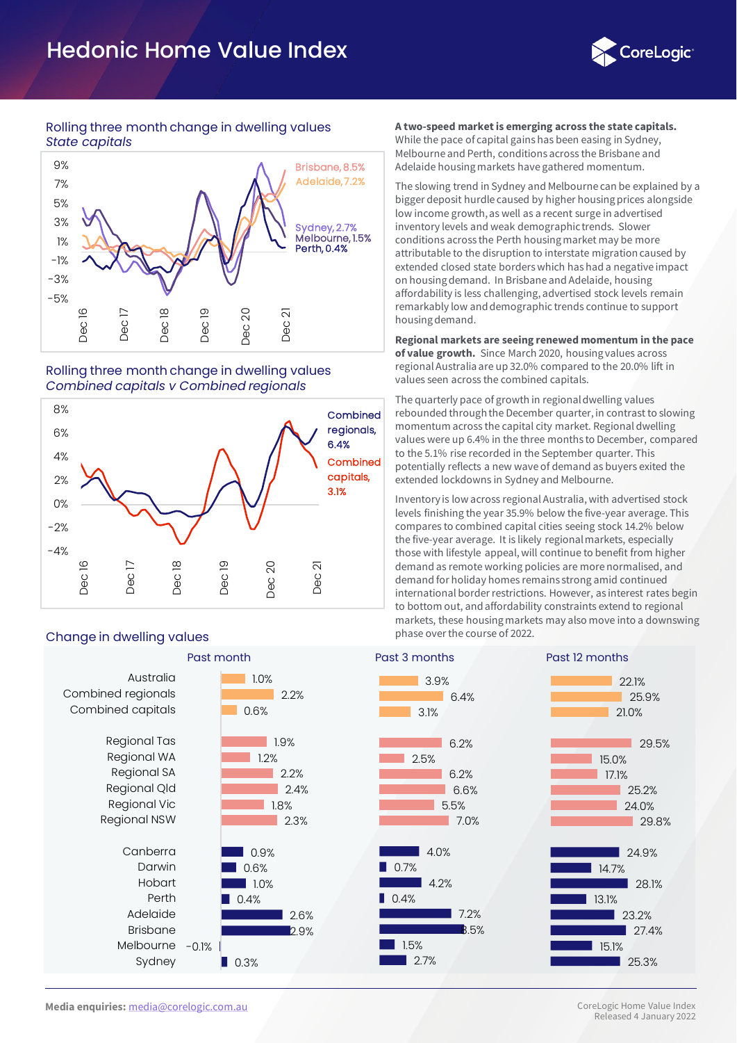# Hedonic Home Value Index

### Rolling three month change in dwelling values
*State capitals*

Brisbane, 8.5%
Adelaide, 7.2%
Sydney, 2.7%
Melbourne, 1.5%
Perth, 0.4%

### Rolling three month change in dwelling values
*Combined capitals v Combined regionals*

Combined regionals, 6.4%
Combined capitals, 3.1%

**A two-speed market is emerging across the state capitals.** While the pace of capital gains has been easing in Sydney, Melbourne and Perth, conditions across the Brisbane and Adelaide housing markets have gathered momentum.

The slowing trend in Sydney and Melbourne can be explained by a bigger deposit hurdle caused by higher housing prices alongside low income growth, as well as a recent surge in advertised inventory levels and weak demographic trends. Slower conditions across the Perth housing market may be more attributable to the disruption to interstate migration caused by extended closed state borders which has had a negative impact on housing demand. In Brisbane and Adelaide, housing affordability is less challenging, advertised stock levels remain remarkably low and demographic trends continue to support housing demand.

**Regional markets are seeing renewed momentum in the pace of value growth.** Since March 2020, housing values across regional Australia are up 32.0% compared to the 20.0% lift in values seen across the combined capitals.

The quarterly pace of growth in regional dwelling values rebounded through the December quarter, in contrast to slowing momentum across the capital city market. Regional dwelling values were up 6.4% in the three months to December, compared to the 5.1% rise recorded in the September quarter. This potentially reflects a new wave of demand as buyers exited the extended lockdowns in Sydney and Melbourne.

Inventory is low across regional Australia, with advertised stock levels finishing the year 35.9% below the five-year average. This compares to combined capital cities seeing stock 14.2% below the five-year average. It is likely regional markets, especially those with lifestyle appeal, will continue to benefit from higher demand as remote working policies are more normalised, and demand for holiday homes remains strong amid continued international border restrictions. However, as interest rates begin to bottom out, and affordability constraints extend to regional markets, these housing markets may also move into a downswing phase over the course of 2022.

### Change in dwelling values

| | Past month | Past 3 months | Past 12 months |
|---|---|---|---|
| Australia | 1.0% | 3.9% | 22.1% |
| Combined regionals | 2.2% | 6.4% | 25.9% |
| Combined capitals | 0.6% | 3.1% | 21.0% |
| Regional Tas | 1.9% | 6.2% | 29.5% |
| Regional WA | 1.2% | 2.5% | 15.0% |
| Regional SA | 2.2% | 6.2% | 17.1% |
| Regional Qld | 2.4% | 6.6% | 25.2% |
| Regional Vic | 1.8% | 5.5% | 24.0% |
| Regional NSW | 2.3% | 7.0% | 29.8% |
| Canberra | 0.9% | 4.0% | 24.9% |
| Darwin | 0.6% | 0.7% | 14.7% |
| Hobart | 1.0% | 4.2% | 28.1% |
| Perth | 0.4% | 0.4% | 13.1% |
| Adelaide | 2.6% | 7.2% | 23.2% |
| Brisbane | 2.9% | 8.5% | 27.4% |
| Melbourne | -0.1% | 1.5% | 15.1% |
| Sydney | 0.3% | 2.7% | 25.3% |

**Media enquiries:** media@corelogic.com.au

CoreLogic Home Value Index
Released 4 January 2022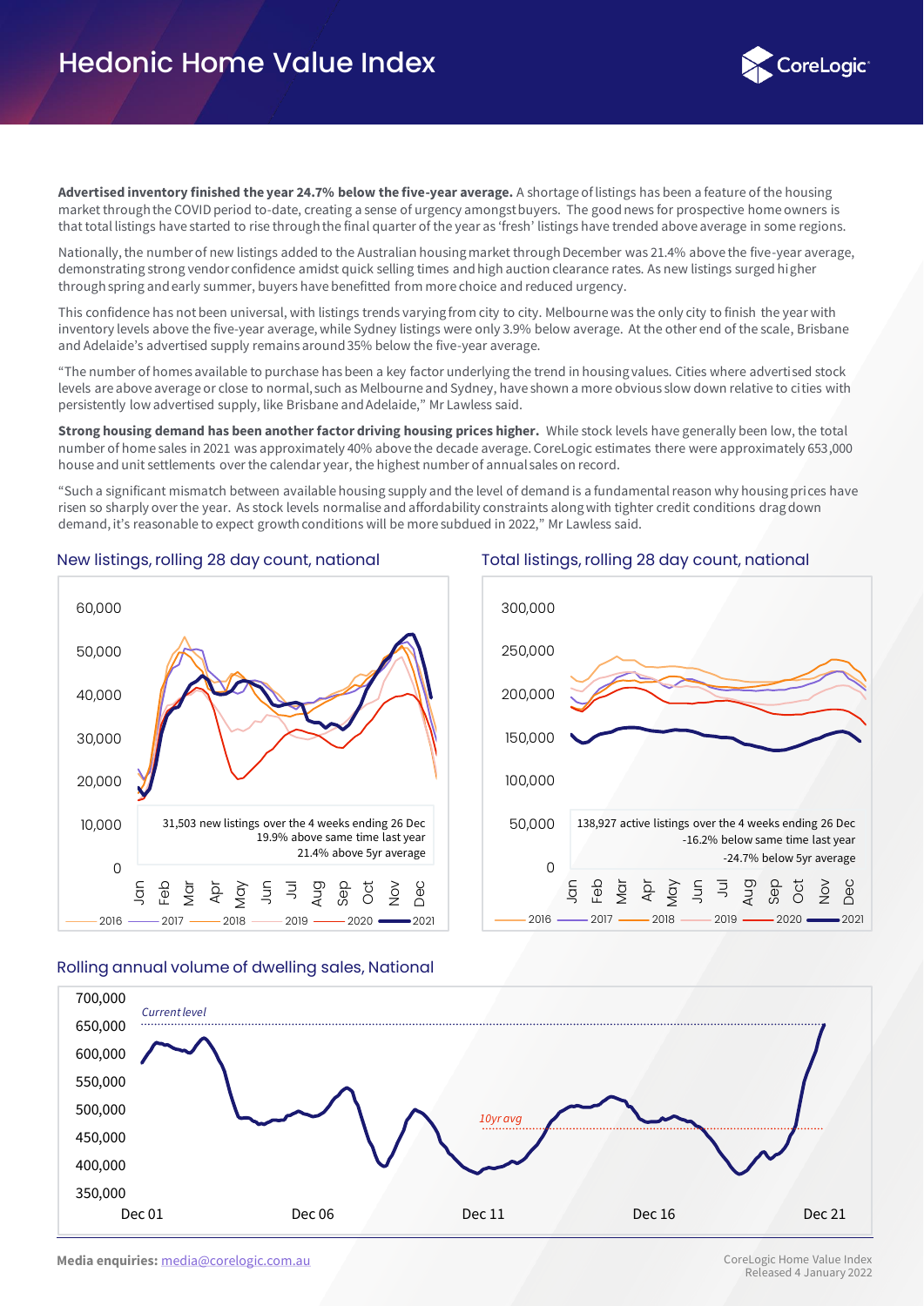# Hedonic Home Value Index

**Advertised inventory finished the year 24.7% below the five-year average.** A shortage of listings has been a feature of the housing market through the COVID period to-date, creating a sense of urgency amongst buyers. The good news for prospective home owners is that total listings have started to rise through the final quarter of the year as 'fresh' listings have trended above average in some regions.

Nationally, the number of new listings added to the Australian housing market through December was 21.4% above the five-year average, demonstrating strong vendor confidence amidst quick selling times and high auction clearance rates. As new listings surged higher through spring and early summer, buyers have benefitted from more choice and reduced urgency.

This confidence has not been universal, with listings trends varying from city to city. Melbourne was the only city to finish the year with inventory levels above the five-year average, while Sydney listings were only 3.9% below average. At the other end of the scale, Brisbane and Adelaide's advertised supply remains around 35% below the five-year average.

"The number of homes available to purchase has been a key factor underlying the trend in housing values. Cities where advertised stock levels are above average or close to normal, such as Melbourne and Sydney, have shown a more obvious slow down relative to cities with persistently low advertised supply, like Brisbane and Adelaide," Mr Lawless said.

**Strong housing demand has been another factor driving housing prices higher.** While stock levels have generally been low, the total number of home sales in 2021 was approximately 40% above the decade average. CoreLogic estimates there were approximately 653,000 house and unit settlements over the calendar year, the highest number of annual sales on record.

"Such a significant mismatch between available housing supply and the level of demand is a fundamental reason why housing prices have risen so sharply over the year. As stock levels normalise and affordability constraints along with tighter credit conditions drag down demand, it's reasonable to expect growth conditions will be more subdued in 2022," Mr Lawless said.

## New listings, rolling 28 day count, national

31,503 new listings over the 4 weeks ending 26 Dec
19.9% above same time last year
21.4% above 5yr average

## Total listings, rolling 28 day count, national

138,927 active listings over the 4 weeks ending 26 Dec
-16.2% below same time last year
-24.7% below 5yr average

## Rolling annual volume of dwelling sales, National

Current level

10yr avg

Media enquiries: media@corelogic.com.au

CoreLogic Home Value Index
Released 4 January 2022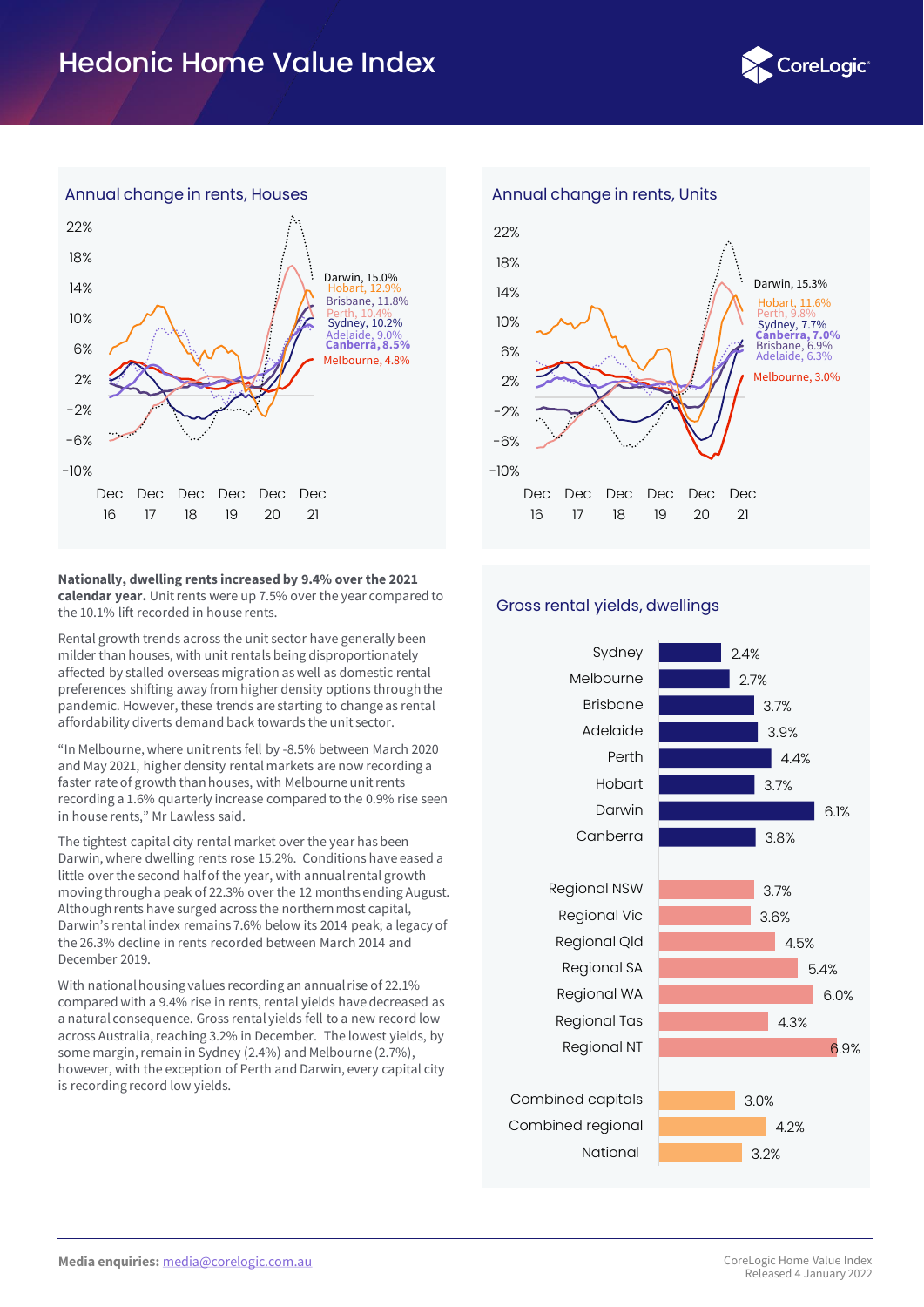# Hedonic Home Value Index

## Annual change in rents, Houses

Darwin, 15.0%
Hobart, 12.9%
Brisbane, 11.8%
Perth, 10.4%
Sydney, 10.2%
Adelaide, 9.0%
Canberra, 8.5%
Melbourne, 4.8%

## Annual change in rents, Units

Darwin, 15.3%
Hobart, 11.6%
Perth, 9.8%
Sydney, 7.7%
Canberra, 7.0%
Brisbane, 6.9%
Adelaide, 6.3%
Melbourne, 3.0%

**Nationally, dwelling rents increased by 9.4% over the 2021 calendar year.** Unit rents were up 7.5% over the year compared to the 10.1% lift recorded in house rents.

Rental growth trends across the unit sector have generally been milder than houses, with unit rentals being disproportionately affected by stalled overseas migration as well as domestic rental preferences shifting away from higher density options through the pandemic. However, these trends are starting to change as rental affordability diverts demand back towards the unit sector.

"In Melbourne, where unit rents fell by -8.5% between March 2020 and May 2021, higher density rental markets are now recording a faster rate of growth than houses, with Melbourne unit rents recording a 1.6% quarterly increase compared to the 0.9% rise seen in house rents," Mr Lawless said.

The tightest capital city rental market over the year has been Darwin, where dwelling rents rose 15.2%. Conditions have eased a little over the second half of the year, with annual rental growth moving through a peak of 22.3% over the 12 months ending August. Although rents have surged across the northern most capital, Darwin's rental index remains 7.6% below its 2014 peak; a legacy of the 26.3% decline in rents recorded between March 2014 and December 2019.

With national housing values recording an annual rise of 22.1% compared with a 9.4% rise in rents, rental yields have decreased as a natural consequence. Gross rental yields fell to a new record low across Australia, reaching 3.2% in December. The lowest yields, by some margin, remain in Sydney (2.4%) and Melbourne (2.7%), however, with the exception of Perth and Darwin, every capital city is recording record low yields.

## Gross rental yields, dwellings

| Region | Gross rental yield |
|---|---|
| Sydney | 2.4% |
| Melbourne | 2.7% |
| Brisbane | 3.7% |
| Adelaide | 3.9% |
| Perth | 4.4% |
| Hobart | 3.7% |
| Darwin | 6.1% |
| Canberra | 3.8% |
| Regional NSW | 3.7% |
| Regional Vic | 3.6% |
| Regional Qld | 4.5% |
| Regional SA | 5.4% |
| Regional WA | 6.0% |
| Regional Tas | 4.3% |
| Regional NT | 6.9% |
| Combined capitals | 3.0% |
| Combined regional | 4.2% |
| National | 3.2% |

**Media enquiries:** media@corelogic.com.au

CoreLogic Home Value Index
Released 4 January 2022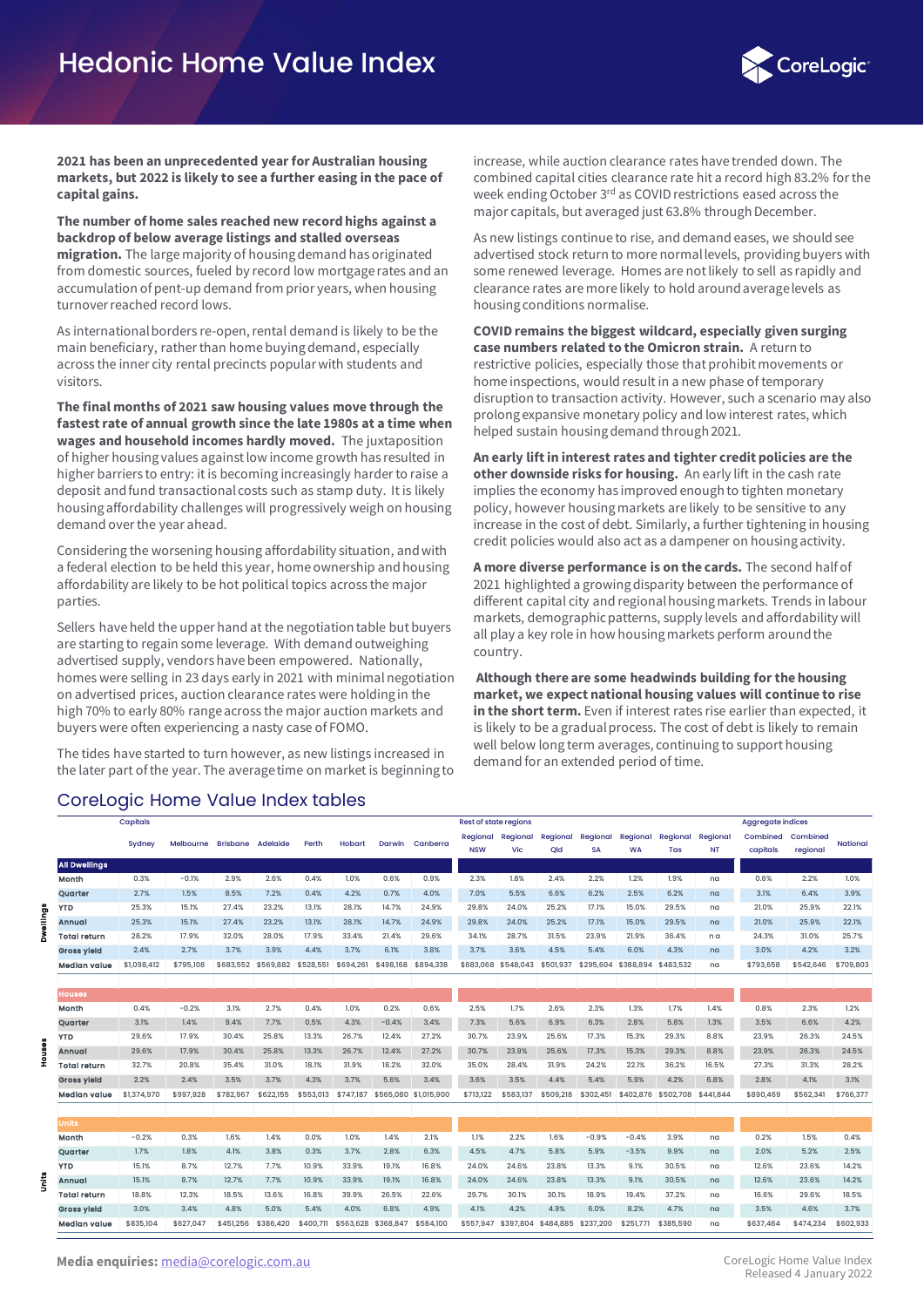# Hedonic Home Value Index

**2021 has been an unprecedented year for Australian housing markets, but 2022 is likely to see a further easing in the pace of capital gains.**

**The number of home sales reached new record highs against a backdrop of below average listings and stalled overseas migration.** The large majority of housing demand has originated from domestic sources, fueled by record low mortgage rates and an accumulation of pent-up demand from prior years, when housing turnover reached record lows.

As international borders re-open, rental demand is likely to be the main beneficiary, rather than home buying demand, especially across the inner city rental precincts popular with students and visitors.

**The final months of 2021 saw housing values move through the fastest rate of annual growth since the late 1980s at a time when wages and household incomes hardly moved.** The juxtaposition of higher housing values against low income growth has resulted in higher barriers to entry: it is becoming increasingly harder to raise a deposit and fund transactional costs such as stamp duty. It is likely housing affordability challenges will progressively weigh on housing demand over the year ahead.

Considering the worsening housing affordability situation, and with a federal election to be held this year, home ownership and housing affordability are likely to be hot political topics across the major parties.

Sellers have held the upper hand at the negotiation table but buyers are starting to regain some leverage. With demand outweighing advertised supply, vendors have been empowered. Nationally, homes were selling in 23 days early in 2021 with minimal negotiation on advertised prices, auction clearance rates were holding in the high 70% to early 80% range across the major auction markets and buyers were often experiencing a nasty case of FOMO.

The tides have started to turn however, as new listings increased in the later part of the year. The average time on market is beginning to increase, while auction clearance rates have trended down. The combined capital cities clearance rate hit a record high 83.2% for the week ending October 3rd as COVID restrictions eased across the major capitals, but averaged just 63.8% through December.

As new listings continue to rise, and demand eases, we should see advertised stock return to more normal levels, providing buyers with some renewed leverage. Homes are not likely to sell as rapidly and clearance rates are more likely to hold around average levels as housing conditions normalise.

**COVID remains the biggest wildcard, especially given surging case numbers related to the Omicron strain.** A return to restrictive policies, especially those that prohibit movements or home inspections, would result in a new phase of temporary disruption to transaction activity. However, such a scenario may also prolong expansive monetary policy and low interest rates, which helped sustain housing demand through 2021.

**An early lift in interest rates and tighter credit policies are the other downside risks for housing.** An early lift in the cash rate implies the economy has improved enough to tighten monetary policy, however housing markets are likely to be sensitive to any increase in the cost of debt. Similarly, a further tightening in housing credit policies would also act as a dampener on housing activity.

**A more diverse performance is on the cards.** The second half of 2021 highlighted a growing disparity between the performance of different capital city and regional housing markets. Trends in labour markets, demographic patterns, supply levels and affordability will all play a key role in how housing markets perform around the country.

**Although there are some headwinds building for the housing market, we expect national housing values will continue to rise in the short term.** Even if interest rates rise earlier than expected, it is likely to be a gradual process. The cost of debt is likely to remain well below long term averages, continuing to support housing demand for an extended period of time.

## CoreLogic Home Value Index tables

| | | Capitals | | | | | | | | Rest of state regions | | | | | | | Aggregate indices | | |
|---|---|---|---|---|---|---|---|---|---|---|---|---|---|---|---|---|---|---|---|
| | | Sydney | Melbourne | Brisbane | Adelaide | Perth | Hobart | Darwin | Canberra | Regional NSW | Regional Vic | Regional Qld | Regional SA | Regional WA | Regional Tas | Regional NT | Combined capitals | Combined regional | National |
| **Dwellings** | **All Dwellings** | | | | | | | | | | | | | | | | | | |
| | Month | 0.3% | -0.1% | 2.9% | 2.6% | 0.4% | 1.0% | 0.6% | 0.9% | 2.3% | 1.8% | 2.4% | 2.2% | 1.2% | 1.9% | na | 0.6% | 2.2% | 1.0% |
| | Quarter | 2.7% | 1.5% | 8.5% | 7.2% | 0.4% | 4.2% | 0.7% | 4.0% | 7.0% | 5.5% | 6.6% | 6.2% | 2.5% | 6.2% | na | 3.1% | 6.4% | 3.9% |
| | YTD | 25.3% | 15.1% | 27.4% | 23.2% | 13.1% | 28.1% | 14.7% | 24.9% | 29.8% | 24.0% | 25.2% | 17.1% | 15.0% | 29.5% | na | 21.0% | 25.9% | 22.1% |
| | Annual | 25.3% | 15.1% | 27.4% | 23.2% | 13.1% | 28.1% | 14.7% | 24.9% | 29.8% | 24.0% | 25.2% | 17.1% | 15.0% | 29.5% | na | 21.0% | 25.9% | 22.1% |
| | Total return | 28.2% | 17.9% | 32.0% | 28.0% | 17.9% | 33.4% | 21.4% | 29.6% | 34.1% | 28.7% | 31.5% | 23.9% | 21.9% | 36.4% | n a | 24.3% | 31.0% | 25.7% |
| | Gross yield | 2.4% | 2.7% | 3.7% | 3.9% | 4.4% | 3.7% | 6.1% | 3.8% | 3.7% | 3.6% | 4.5% | 5.4% | 6.0% | 4.3% | na | 3.0% | 4.2% | 3.2% |
| | Median value | $1,098,412 | $795,108 | $683,552 | $569,882 | $528,551 | $694,261 | $498,168 | $894,338 | $683,068 | $548,043 | $501,937 | $295,604 | $388,894 | $483,532 | na | $793,658 | $542,646 | $709,803 |
| **Houses** | **Houses** | | | | | | | | | | | | | | | | | | |
| | Month | 0.4% | -0.2% | 3.1% | 2.7% | 0.4% | 1.0% | 0.2% | 0.6% | 2.5% | 1.7% | 2.6% | 2.3% | 1.3% | 1.7% | 1.4% | 0.8% | 2.3% | 1.2% |
| | Quarter | 3.1% | 1.4% | 9.4% | 7.7% | 0.5% | 4.3% | -0.4% | 3.4% | 7.3% | 5.6% | 6.9% | 6.3% | 2.8% | 5.8% | 1.3% | 3.5% | 6.6% | 4.2% |
| | YTD | 29.6% | 17.9% | 30.4% | 25.8% | 13.3% | 26.7% | 12.4% | 27.2% | 30.7% | 23.9% | 25.6% | 17.3% | 15.3% | 29.3% | 8.8% | 23.9% | 26.3% | 24.5% |
| | Annual | 29.6% | 17.9% | 30.4% | 25.8% | 13.3% | 26.7% | 12.4% | 27.2% | 30.7% | 23.9% | 25.6% | 17.3% | 15.3% | 29.3% | 8.8% | 23.9% | 26.3% | 24.5% |
| | Total return | 32.7% | 20.8% | 35.4% | 31.0% | 18.1% | 31.9% | 18.2% | 32.0% | 35.0% | 28.4% | 31.9% | 24.2% | 22.1% | 36.2% | 16.5% | 27.3% | 31.3% | 28.2% |
| | Gross yield | 2.2% | 2.4% | 3.5% | 3.7% | 4.3% | 3.7% | 5.6% | 3.4% | 3.6% | 3.5% | 4.4% | 5.4% | 5.9% | 4.2% | 6.8% | 2.8% | 4.1% | 3.1% |
| | Median value | $1,374,970 | $997,928 | $782,967 | $622,155 | $553,013 | $747,187 | $565,080 | $1,015,900 | $713,122 | $583,137 | $509,218 | $302,451 | $402,876 | $502,708 | $441,844 | $890,469 | $562,341 | $766,377 |
| **Units** | **Units** | | | | | | | | | | | | | | | | | | |
| | Month | -0.2% | 0.3% | 1.6% | 1.4% | 0.0% | 1.0% | 1.4% | 2.1% | 1.1% | 2.2% | 1.6% | -0.9% | -0.4% | 3.9% | na | 0.2% | 1.5% | 0.4% |
| | Quarter | 1.7% | 1.8% | 4.1% | 3.8% | 0.3% | 3.7% | 2.8% | 6.3% | 4.5% | 4.7% | 5.8% | 5.9% | -3.5% | 9.9% | na | 2.0% | 5.2% | 2.5% |
| | YTD | 15.1% | 8.7% | 12.7% | 7.7% | 10.9% | 33.9% | 19.1% | 16.8% | 24.0% | 24.6% | 23.8% | 13.3% | 9.1% | 30.5% | na | 12.6% | 23.6% | 14.2% |
| | Annual | 15.1% | 8.7% | 12.7% | 7.7% | 10.9% | 33.9% | 19.1% | 16.8% | 24.0% | 24.6% | 23.8% | 13.3% | 9.1% | 30.5% | na | 12.6% | 23.6% | 14.2% |
| | Total return | 18.8% | 12.3% | 18.5% | 13.6% | 16.8% | 39.9% | 26.5% | 22.6% | 29.7% | 30.1% | 30.1% | 18.9% | 19.4% | 37.2% | na | 16.6% | 29.6% | 18.5% |
| | Gross yield | 3.0% | 3.4% | 4.8% | 5.0% | 5.4% | 4.0% | 6.8% | 4.9% | 4.1% | 4.2% | 4.9% | 6.0% | 8.2% | 4.7% | na | 3.5% | 4.6% | 3.7% |
| | Median value | $835,104 | $627,047 | $451,256 | $386,420 | $400,711 | $563,628 | $368,847 | $584,100 | $557,947 | $397,804 | $484,885 | $237,200 | $251,771 | $385,590 | na | $637,464 | $474,234 | $602,933 |

**Media enquiries:** media@corelogic.com.au

CoreLogic Home Value Index
Released 4 January 2022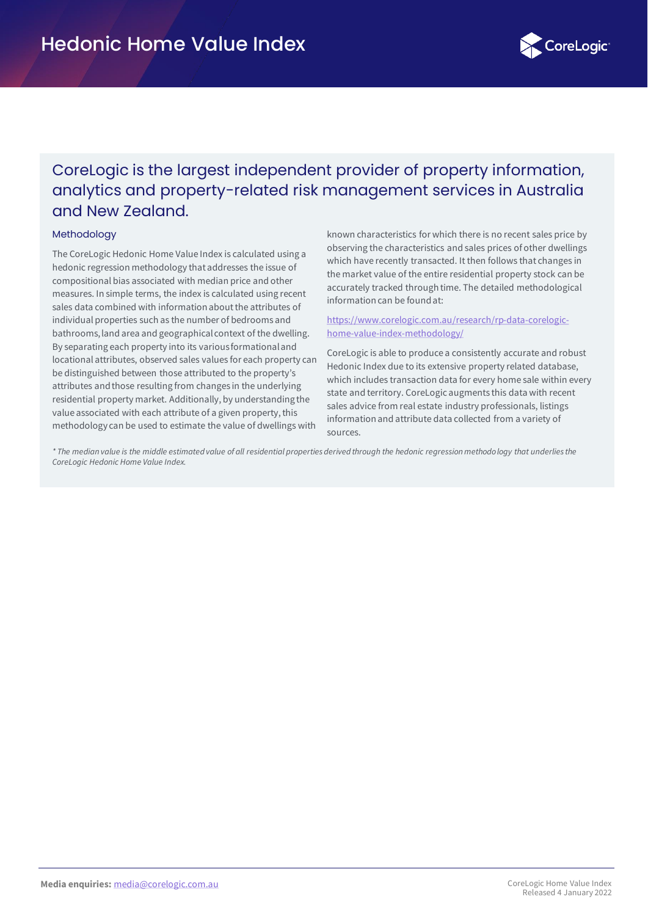# Hedonic Home Value Index

## CoreLogic is the largest independent provider of property information, analytics and property-related risk management services in Australia and New Zealand.

### Methodology

The CoreLogic Hedonic Home Value Index is calculated using a hedonic regression methodology that addresses the issue of compositional bias associated with median price and other measures. In simple terms, the index is calculated using recent sales data combined with information about the attributes of individual properties such as the number of bedrooms and bathrooms, land area and geographical context of the dwelling. By separating each property into its various formational and locational attributes, observed sales values for each property can be distinguished between those attributed to the property's attributes and those resulting from changes in the underlying residential property market. Additionally, by understanding the value associated with each attribute of a given property, this methodology can be used to estimate the value of dwellings with known characteristics for which there is no recent sales price by observing the characteristics and sales prices of other dwellings which have recently transacted. It then follows that changes in the market value of the entire residential property stock can be accurately tracked through time. The detailed methodological information can be found at:

https://www.corelogic.com.au/research/rp-data-corelogic-home-value-index-methodology/

CoreLogic is able to produce a consistently accurate and robust Hedonic Index due to its extensive property related database, which includes transaction data for every home sale within every state and territory. CoreLogic augments this data with recent sales advice from real estate industry professionals, listings information and attribute data collected from a variety of sources.

*\* The median value is the middle estimated value of all residential properties derived through the hedonic regression methodology that underlies the CoreLogic Hedonic Home Value Index.*

**Media enquiries:** media@corelogic.com.au

CoreLogic Home Value Index
Released 4 January 2022